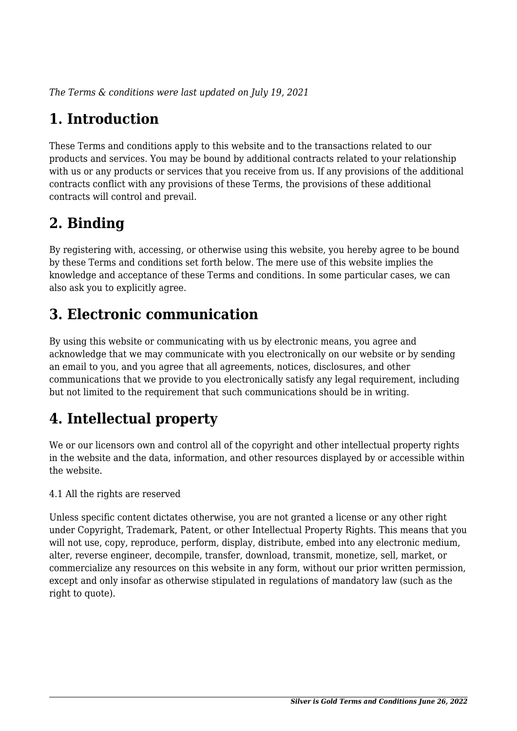*The Terms & conditions were last updated on July 19, 2021*

# 1. Introduction

These Terms and conditions apply to this website and to the transactions related to our products and services. You may be bound by additional contracts related to your relationship with us or any products or services that you receive from us. If any provisions of the additional contracts conflict with any provisions of these Terms, the provisions of these additional contracts will control and prevail.

# 2. Binding

By registering with, accessing, or otherwise using this website, you hereby agree to be bound by these Terms and conditions set forth below. The mere use of this website implies the knowledge and acceptance of these Terms and conditions. In some particular cases, we can also ask you to explicitly agree.

# 3. Electronic communication

By using this website or communicating with us by electronic means, you agree and acknowledge that we may communicate with you electronically on our website or by sending an email to you, and you agree that all agreements, notices, disclosures, and other communications that we provide to you electronically satisfy any legal requirement, including but not limited to the requirement that such communications should be in writing.

# 4. Intellectual property

We or our licensors own and control all of the copyright and other intellectual property rights in the website and the data, information, and other resources displayed by or accessible within the website.

4.1 All the rights are reserved

Unless specific content dictates otherwise, you are not granted a license or any other right under Copyright, Trademark, Patent, or other Intellectual Property Rights. This means that you will not use, copy, reproduce, perform, display, distribute, embed into any electronic medium, alter, reverse engineer, decompile, transfer, download, transmit, monetize, sell, market, or commercialize any resources on this website in any form, without our prior written permission, except and only insofar as otherwise stipulated in regulations of mandatory law (such as the right to quote).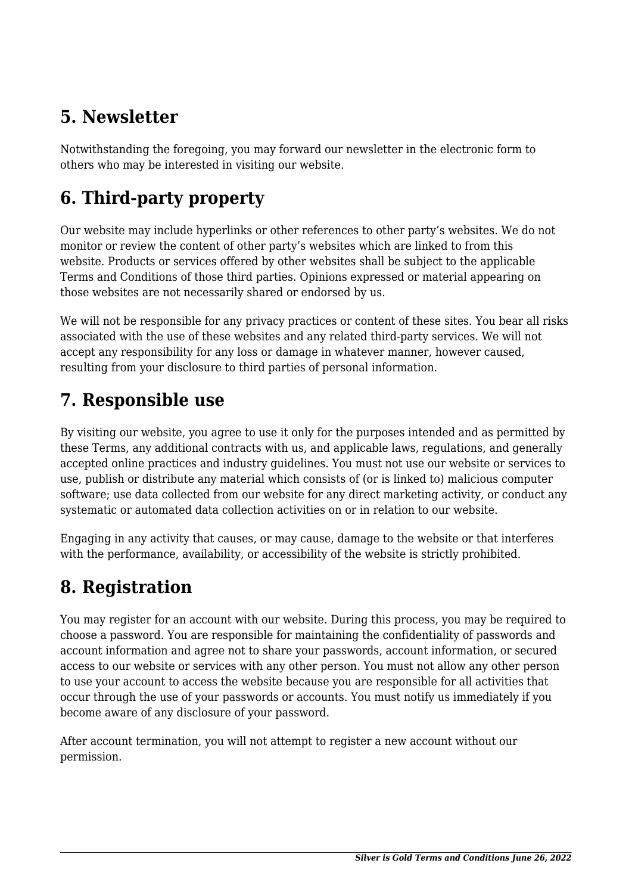## 5. Newsletter

Notwithstanding the foregoing, you may forward our newsletter in the electronic form to others who may be interested in visiting our website.

## 6. Third-party property

Our website may include hyperlinks or other references to other party's websites. We do not monitor or review the content of other party's websites which are linked to from this website. Products or services offered by other websites shall be subject to the applicable Terms and Conditions of those third parties. Opinions expressed or material appearing on those websites are not necessarily shared or endorsed by us.

We will not be responsible for any privacy practices or content of these sites. You bear all risks associated with the use of these websites and any related third-party services. We will not accept any responsibility for any loss or damage in whatever manner, however caused, resulting from your disclosure to third parties of personal information.

## 7. Responsible use

By visiting our website, you agree to use it only for the purposes intended and as permitted by these Terms, any additional contracts with us, and applicable laws, regulations, and generally accepted online practices and industry guidelines. You must not use our website or services to use, publish or distribute any material which consists of (or is linked to) malicious computer software; use data collected from our website for any direct marketing activity, or conduct any systematic or automated data collection activities on or in relation to our website.

Engaging in any activity that causes, or may cause, damage to the website or that interferes with the performance, availability, or accessibility of the website is strictly prohibited.

## 8. Registration

You may register for an account with our website. During this process, you may be required to choose a password. You are responsible for maintaining the confidentiality of passwords and account information and agree not to share your passwords, account information, or secured access to our website or services with any other person. You must not allow any other person to use your account to access the website because you are responsible for all activities that occur through the use of your passwords or accounts. You must notify us immediately if you become aware of any disclosure of your password.

After account termination, you will not attempt to register a new account without our permission.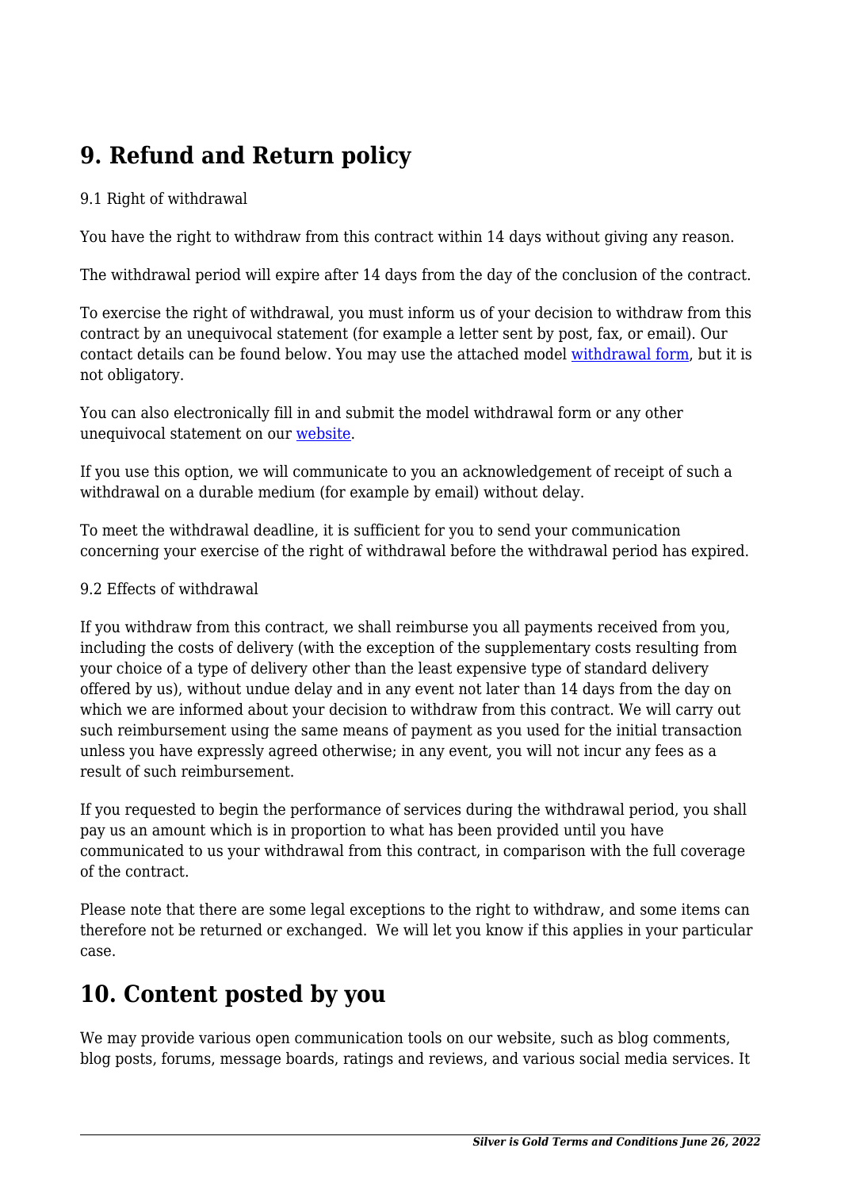## 9. Refund and Return policy

9.1 Right of withdrawal

You have the right to withdraw from this contract within 14 days without giving any reason.

The withdrawal period will expire after 14 days from the day of the conclusion of the contract.

To exercise the right of withdrawal, you must inform us of your decision to withdraw from this contract by an unequivocal statement (for example a letter sent by post, fax, or email). Our contact details can be found below. You may use the attached model withdrawal form, but it is not obligatory.

You can also electronically fill in and submit the model withdrawal form or any other unequivocal statement on our website.

If you use this option, we will communicate to you an acknowledgement of receipt of such a withdrawal on a durable medium (for example by email) without delay.

To meet the withdrawal deadline, it is sufficient for you to send your communication concerning your exercise of the right of withdrawal before the withdrawal period has expired.

9.2 Effects of withdrawal

If you withdraw from this contract, we shall reimburse you all payments received from you, including the costs of delivery (with the exception of the supplementary costs resulting from your choice of a type of delivery other than the least expensive type of standard delivery offered by us), without undue delay and in any event not later than 14 days from the day on which we are informed about your decision to withdraw from this contract. We will carry out such reimbursement using the same means of payment as you used for the initial transaction unless you have expressly agreed otherwise; in any event, you will not incur any fees as a result of such reimbursement.

If you requested to begin the performance of services during the withdrawal period, you shall pay us an amount which is in proportion to what has been provided until you have communicated to us your withdrawal from this contract, in comparison with the full coverage of the contract.

Please note that there are some legal exceptions to the right to withdraw, and some items can therefore not be returned or exchanged. We will let you know if this applies in your particular case.

## 10. Content posted by you

We may provide various open communication tools on our website, such as blog comments, blog posts, forums, message boards, ratings and reviews, and various social media services. It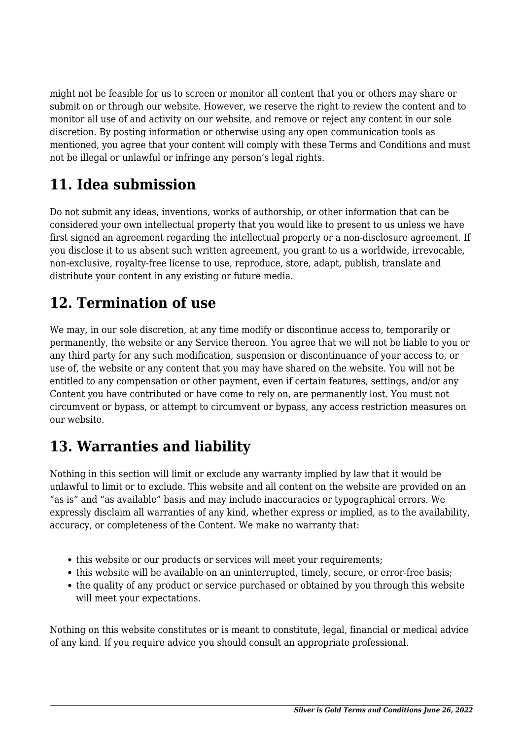might not be feasible for us to screen or monitor all content that you or others may share or submit on or through our website. However, we reserve the right to review the content and to monitor all use of and activity on our website, and remove or reject any content in our sole discretion. By posting information or otherwise using any open communication tools as mentioned, you agree that your content will comply with these Terms and Conditions and must not be illegal or unlawful or infringe any person's legal rights.

## 11. Idea submission

Do not submit any ideas, inventions, works of authorship, or other information that can be considered your own intellectual property that you would like to present to us unless we have first signed an agreement regarding the intellectual property or a non-disclosure agreement. If you disclose it to us absent such written agreement, you grant to us a worldwide, irrevocable, non-exclusive, royalty-free license to use, reproduce, store, adapt, publish, translate and distribute your content in any existing or future media.

## 12. Termination of use

We may, in our sole discretion, at any time modify or discontinue access to, temporarily or permanently, the website or any Service thereon. You agree that we will not be liable to you or any third party for any such modification, suspension or discontinuance of your access to, or use of, the website or any content that you may have shared on the website. You will not be entitled to any compensation or other payment, even if certain features, settings, and/or any Content you have contributed or have come to rely on, are permanently lost. You must not circumvent or bypass, or attempt to circumvent or bypass, any access restriction measures on our website.

## 13. Warranties and liability

Nothing in this section will limit or exclude any warranty implied by law that it would be unlawful to limit or to exclude. This website and all content on the website are provided on an "as is" and "as available" basis and may include inaccuracies or typographical errors. We expressly disclaim all warranties of any kind, whether express or implied, as to the availability, accuracy, or completeness of the Content. We make no warranty that:

- this website or our products or services will meet your requirements;
- this website will be available on an uninterrupted, timely, secure, or error-free basis;
- the quality of any product or service purchased or obtained by you through this website will meet your expectations.

Nothing on this website constitutes or is meant to constitute, legal, financial or medical advice of any kind. If you require advice you should consult an appropriate professional.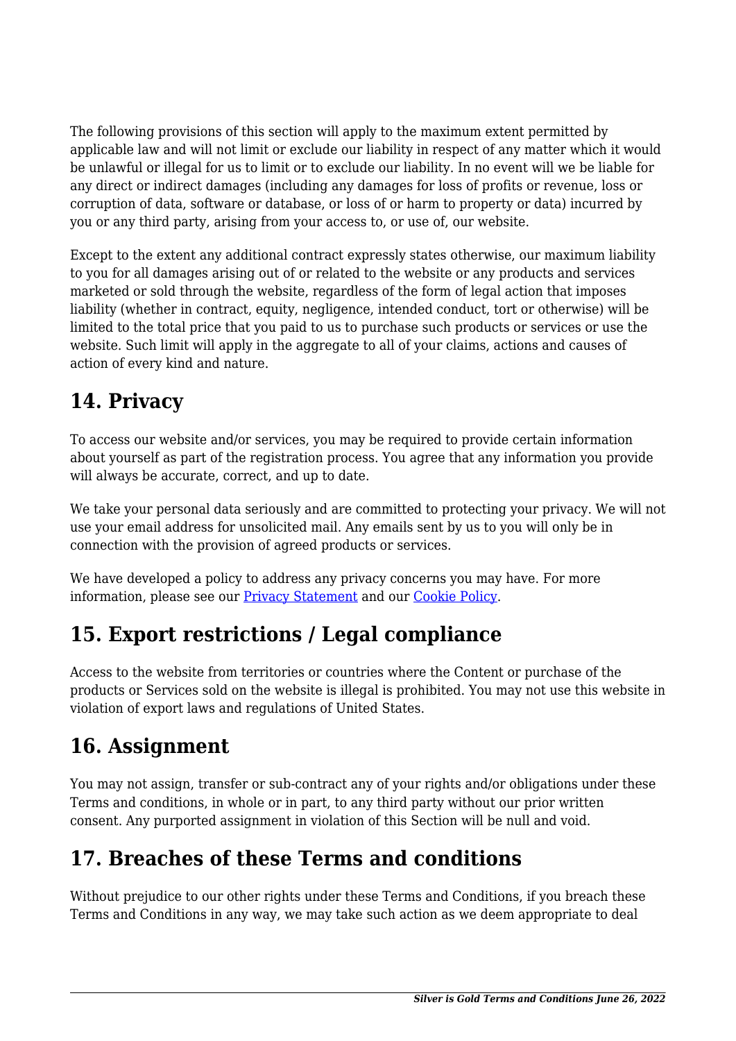The following provisions of this section will apply to the maximum extent permitted by applicable law and will not limit or exclude our liability in respect of any matter which it would be unlawful or illegal for us to limit or to exclude our liability. In no event will we be liable for any direct or indirect damages (including any damages for loss of profits or revenue, loss or corruption of data, software or database, or loss of or harm to property or data) incurred by you or any third party, arising from your access to, or use of, our website.

Except to the extent any additional contract expressly states otherwise, our maximum liability to you for all damages arising out of or related to the website or any products and services marketed or sold through the website, regardless of the form of legal action that imposes liability (whether in contract, equity, negligence, intended conduct, tort or otherwise) will be limited to the total price that you paid to us to purchase such products or services or use the website. Such limit will apply in the aggregate to all of your claims, actions and causes of action of every kind and nature.

## 14. Privacy

To access our website and/or services, you may be required to provide certain information about yourself as part of the registration process. You agree that any information you provide will always be accurate, correct, and up to date.

We take your personal data seriously and are committed to protecting your privacy. We will not use your email address for unsolicited mail. Any emails sent by us to you will only be in connection with the provision of agreed products or services.

We have developed a policy to address any privacy concerns you may have. For more information, please see our Privacy Statement and our Cookie Policy.

## 15. Export restrictions / Legal compliance

Access to the website from territories or countries where the Content or purchase of the products or Services sold on the website is illegal is prohibited. You may not use this website in violation of export laws and regulations of United States.

## 16. Assignment

You may not assign, transfer or sub-contract any of your rights and/or obligations under these Terms and conditions, in whole or in part, to any third party without our prior written consent. Any purported assignment in violation of this Section will be null and void.

## 17. Breaches of these Terms and conditions

Without prejudice to our other rights under these Terms and Conditions, if you breach these Terms and Conditions in any way, we may take such action as we deem appropriate to deal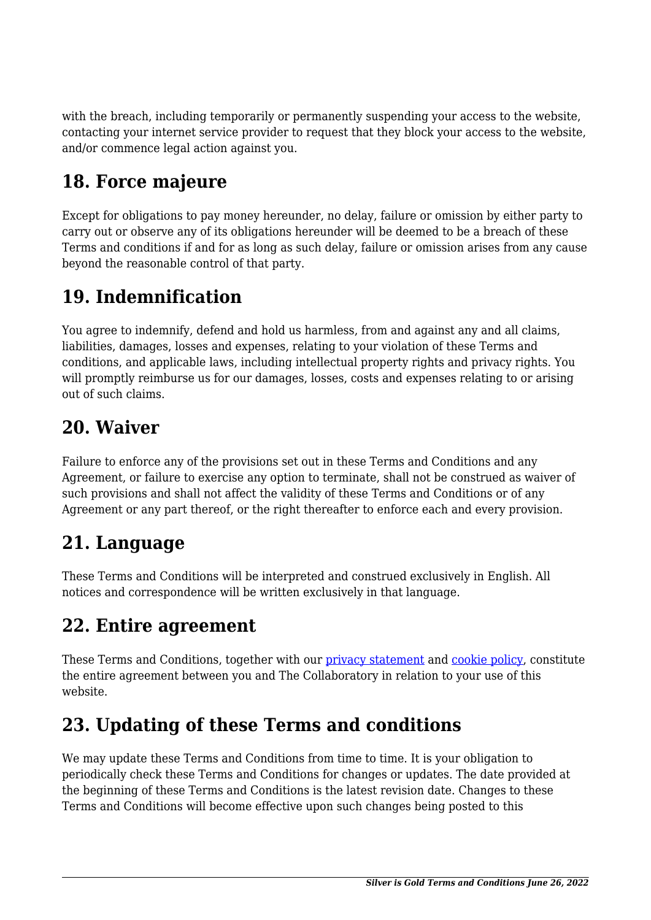with the breach, including temporarily or permanently suspending your access to the website, contacting your internet service provider to request that they block your access to the website, and/or commence legal action against you.

## 18. Force majeure

Except for obligations to pay money hereunder, no delay, failure or omission by either party to carry out or observe any of its obligations hereunder will be deemed to be a breach of these Terms and conditions if and for as long as such delay, failure or omission arises from any cause beyond the reasonable control of that party.

## 19. Indemnification

You agree to indemnify, defend and hold us harmless, from and against any and all claims, liabilities, damages, losses and expenses, relating to your violation of these Terms and conditions, and applicable laws, including intellectual property rights and privacy rights. You will promptly reimburse us for our damages, losses, costs and expenses relating to or arising out of such claims.

## 20. Waiver

Failure to enforce any of the provisions set out in these Terms and Conditions and any Agreement, or failure to exercise any option to terminate, shall not be construed as waiver of such provisions and shall not affect the validity of these Terms and Conditions or of any Agreement or any part thereof, or the right thereafter to enforce each and every provision.

## 21. Language

These Terms and Conditions will be interpreted and construed exclusively in English. All notices and correspondence will be written exclusively in that language.

## 22. Entire agreement

These Terms and Conditions, together with our [privacy statement]() and [cookie policy](), constitute the entire agreement between you and The Collaboratory in relation to your use of this website.

## 23. Updating of these Terms and conditions

We may update these Terms and Conditions from time to time. It is your obligation to periodically check these Terms and Conditions for changes or updates. The date provided at the beginning of these Terms and Conditions is the latest revision date. Changes to these Terms and Conditions will become effective upon such changes being posted to this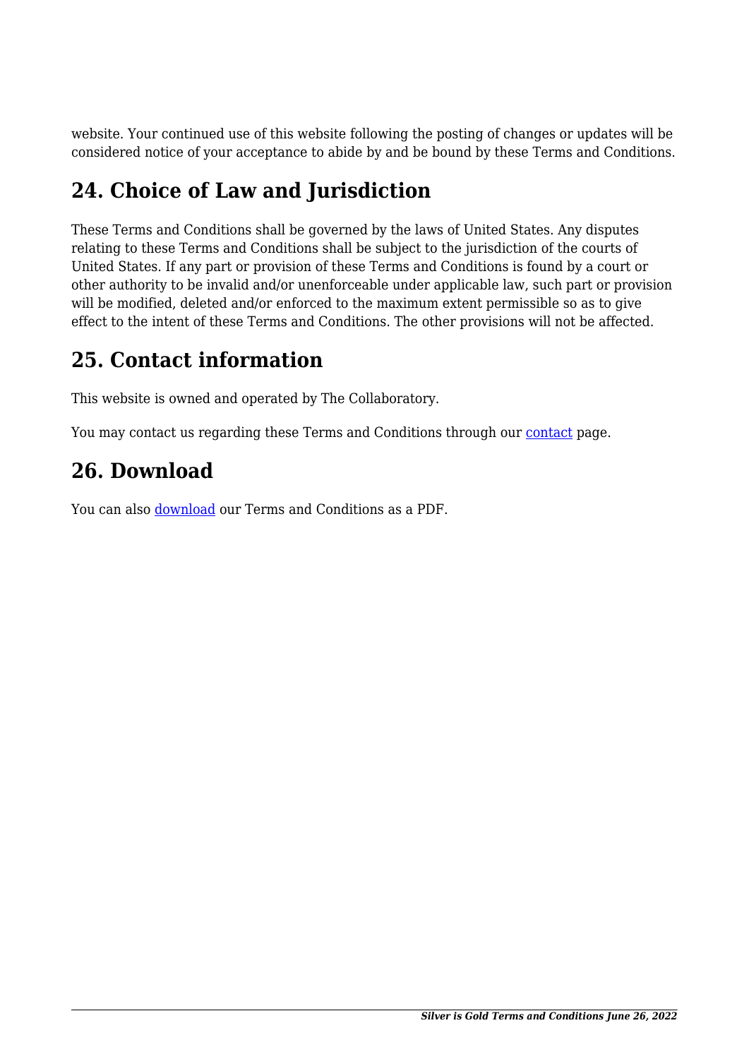website. Your continued use of this website following the posting of changes or updates will be considered notice of your acceptance to abide by and be bound by these Terms and Conditions.

## 24. Choice of Law and Jurisdiction

These Terms and Conditions shall be governed by the laws of United States. Any disputes relating to these Terms and Conditions shall be subject to the jurisdiction of the courts of United States. If any part or provision of these Terms and Conditions is found by a court or other authority to be invalid and/or unenforceable under applicable law, such part or provision will be modified, deleted and/or enforced to the maximum extent permissible so as to give effect to the intent of these Terms and Conditions. The other provisions will not be affected.

## 25. Contact information

This website is owned and operated by The Collaboratory.

You may contact us regarding these Terms and Conditions through our contact page.

## 26. Download

You can also download our Terms and Conditions as a PDF.